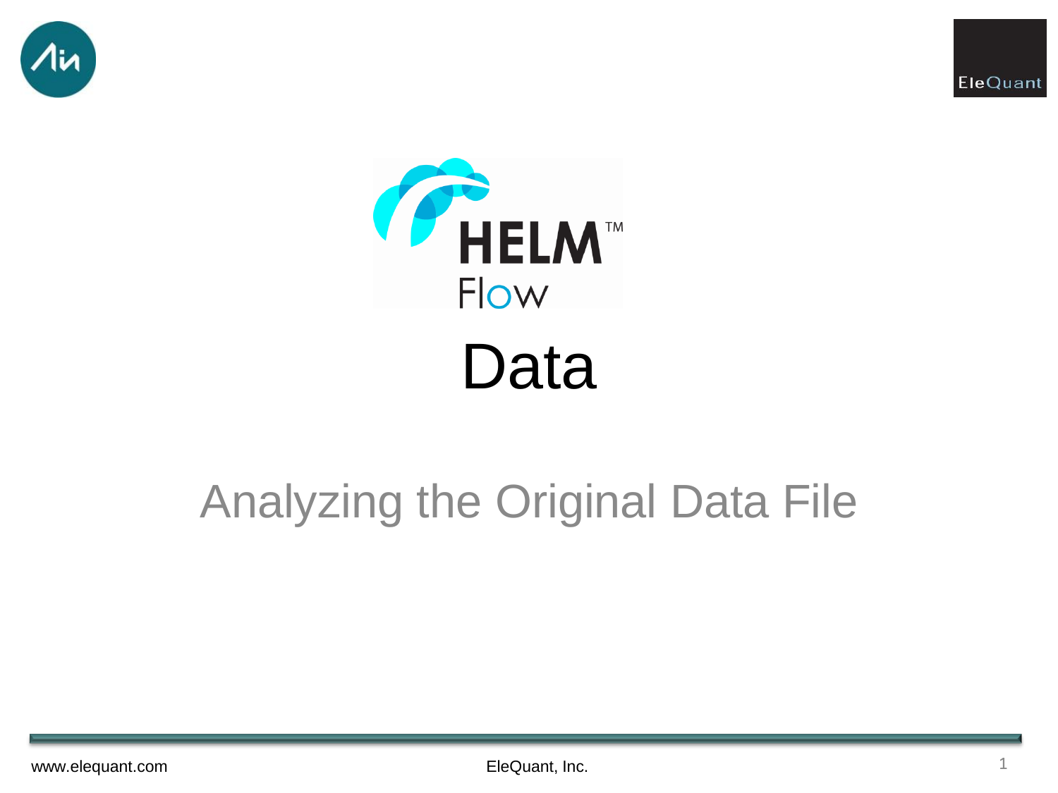# HELM™ Flow

# Data

## Analyzing the Original Data File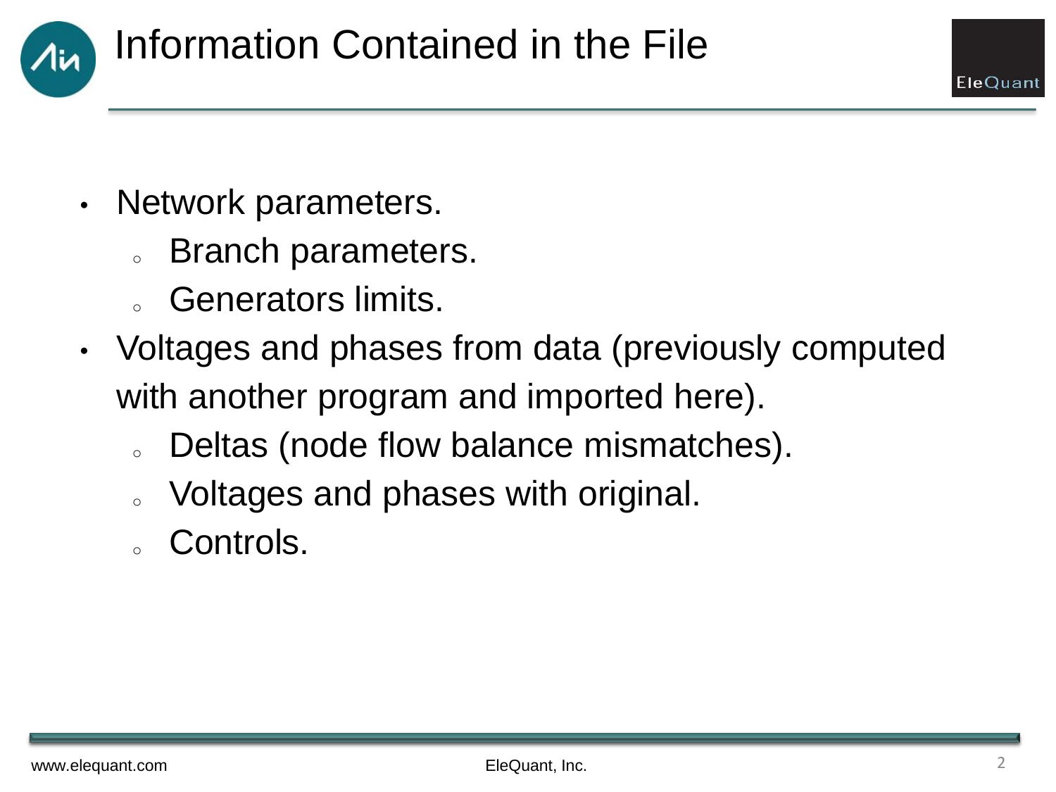# Information Contained in the File

- Network parameters.
  - Branch parameters.
  - Generators limits.
- Voltages and phases from data (previously computed with another program and imported here).
  - Deltas (node flow balance mismatches).
  - Voltages and phases with original.
  - Controls.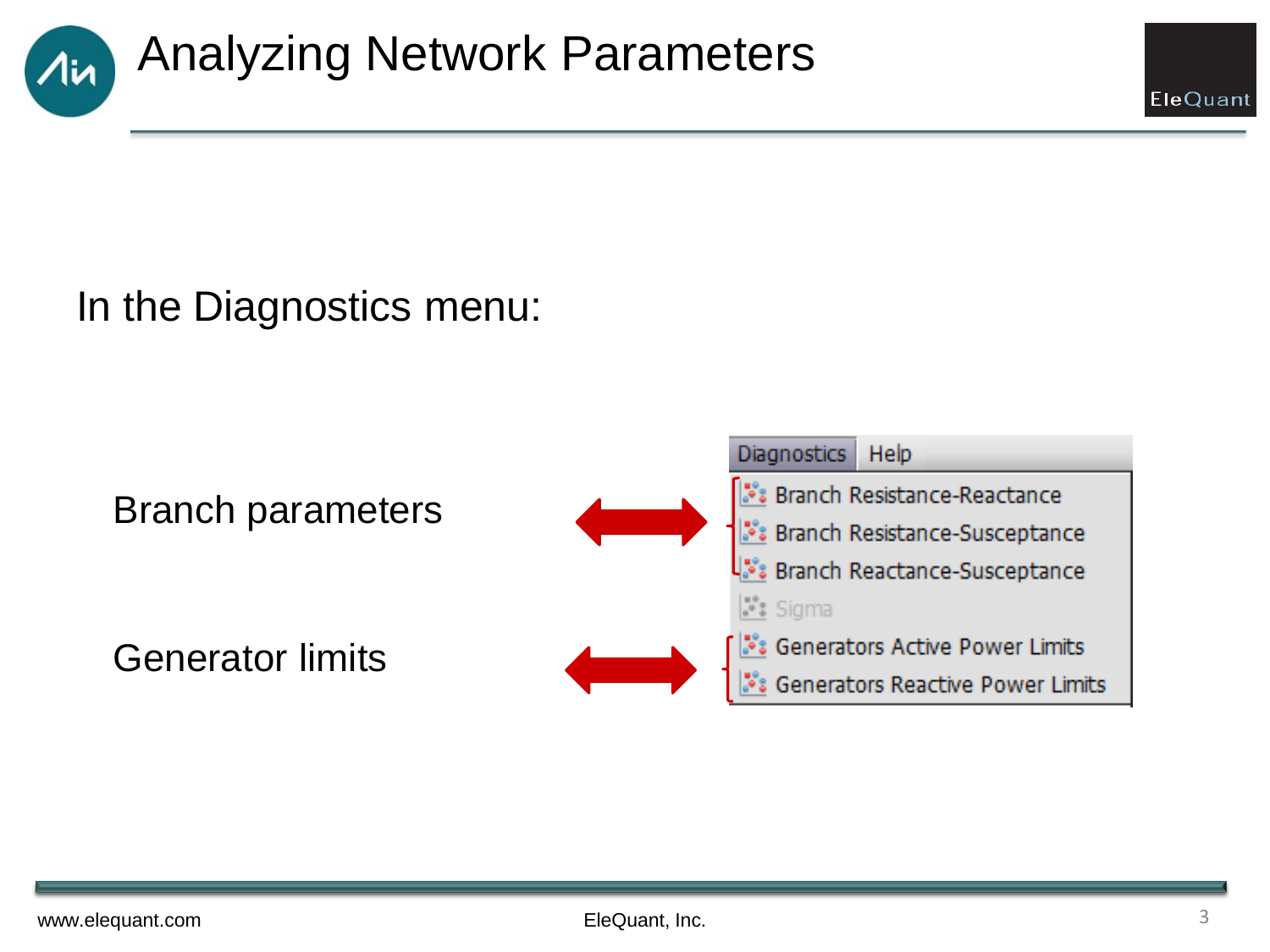# Analyzing Network Parameters

In the Diagnostics menu:

Branch parameters

- Branch Resistance-Reactance
- Branch Resistance-Susceptance
- Branch Reactance-Susceptance

Sigma

Generator limits

- Generators Active Power Limits
- Generators Reactive Power Limits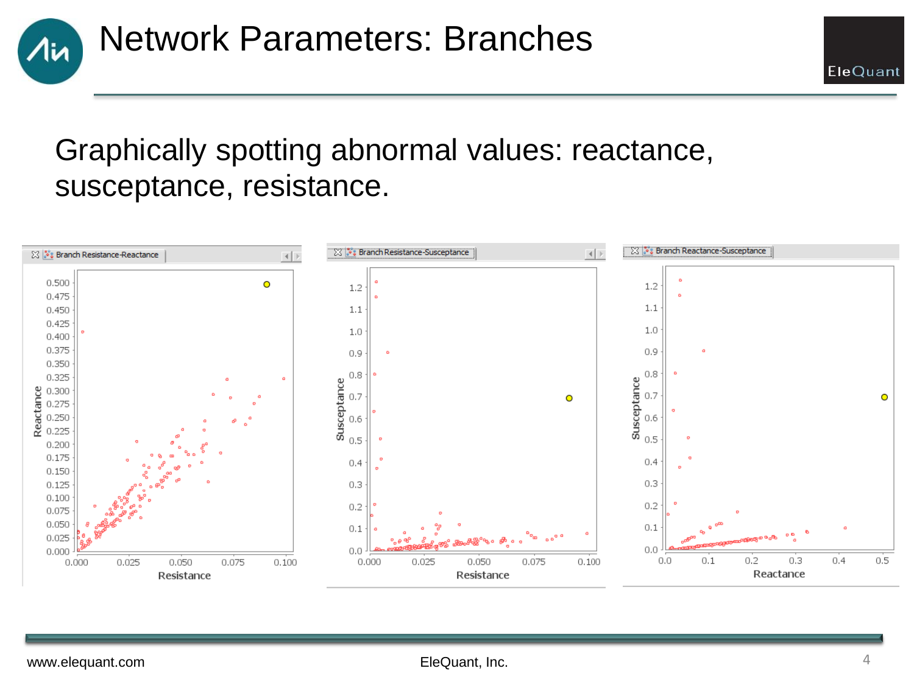# Network Parameters: Branches

Graphically spotting abnormal values: reactance, susceptance, resistance.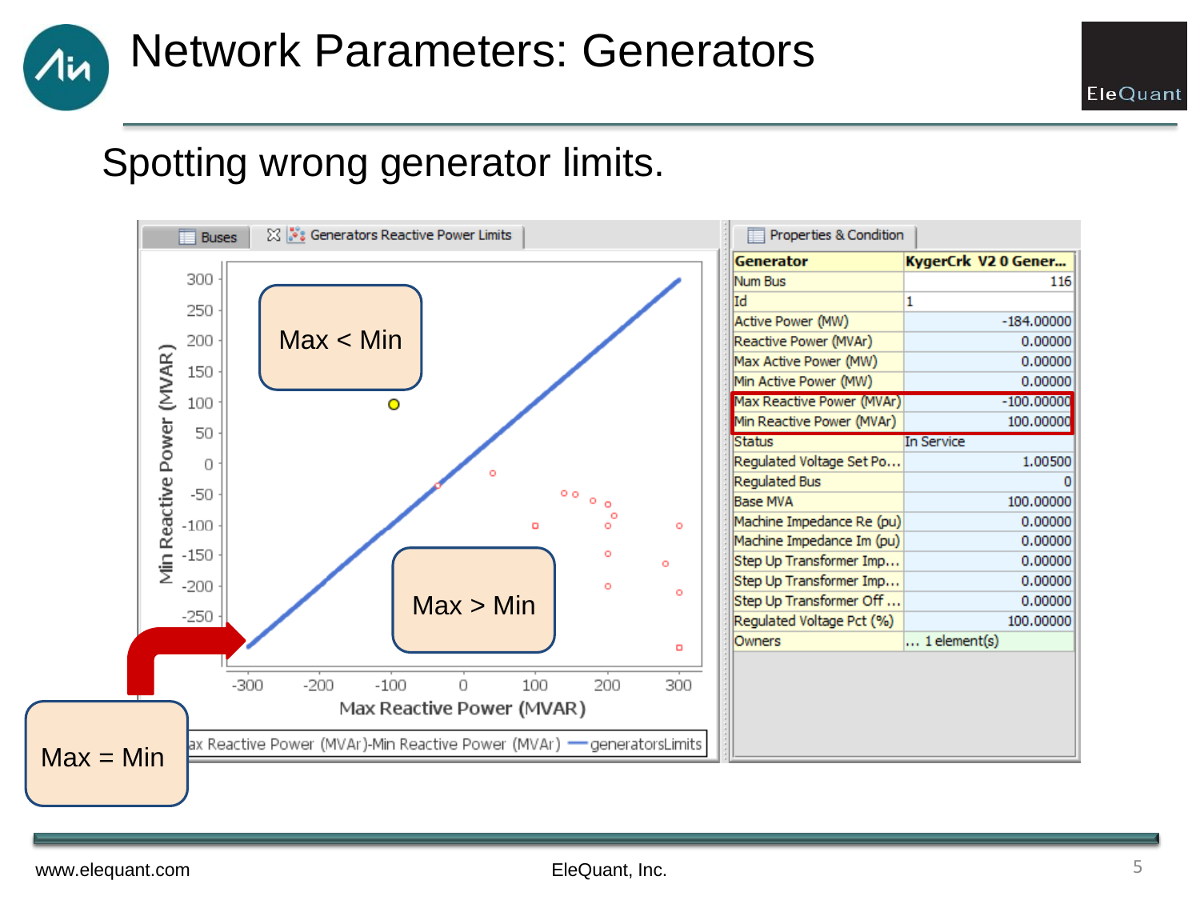# Network Parameters: Generators

## Spotting wrong generator limits.

Buses | Generators Reactive Power Limits

Max < Min

Max > Min

Max = Min

Min Reactive Power (MVAR) vs. Max Reactive Power (MVAR)

Max Reactive Power (MVAr)-Min Reactive Power (MVAr) — generatorsLimits

Properties & Condition

| Generator | KygerCrk V2 0 Gener... |
|---|---|
| Num Bus | 116 |
| Id | 1 |
| Active Power (MW) | -184.00000 |
| Reactive Power (MVAr) | 0.00000 |
| Max Active Power (MW) | 0.00000 |
| Min Active Power (MW) | 0.00000 |
| Max Reactive Power (MVAr) | -100.00000 |
| Min Reactive Power (MVAr) | 100.00000 |
| Status | In Service |
| Regulated Voltage Set Po... | 1.00500 |
| Regulated Bus | 0 |
| Base MVA | 100.00000 |
| Machine Impedance Re (pu) | 0.00000 |
| Machine Impedance Im (pu) | 0.00000 |
| Step Up Transformer Imp... | 0.00000 |
| Step Up Transformer Imp... | 0.00000 |
| Step Up Transformer Off ... | 0.00000 |
| Regulated Voltage Pct (%) | 100.00000 |
| Owners | ... 1 element(s) |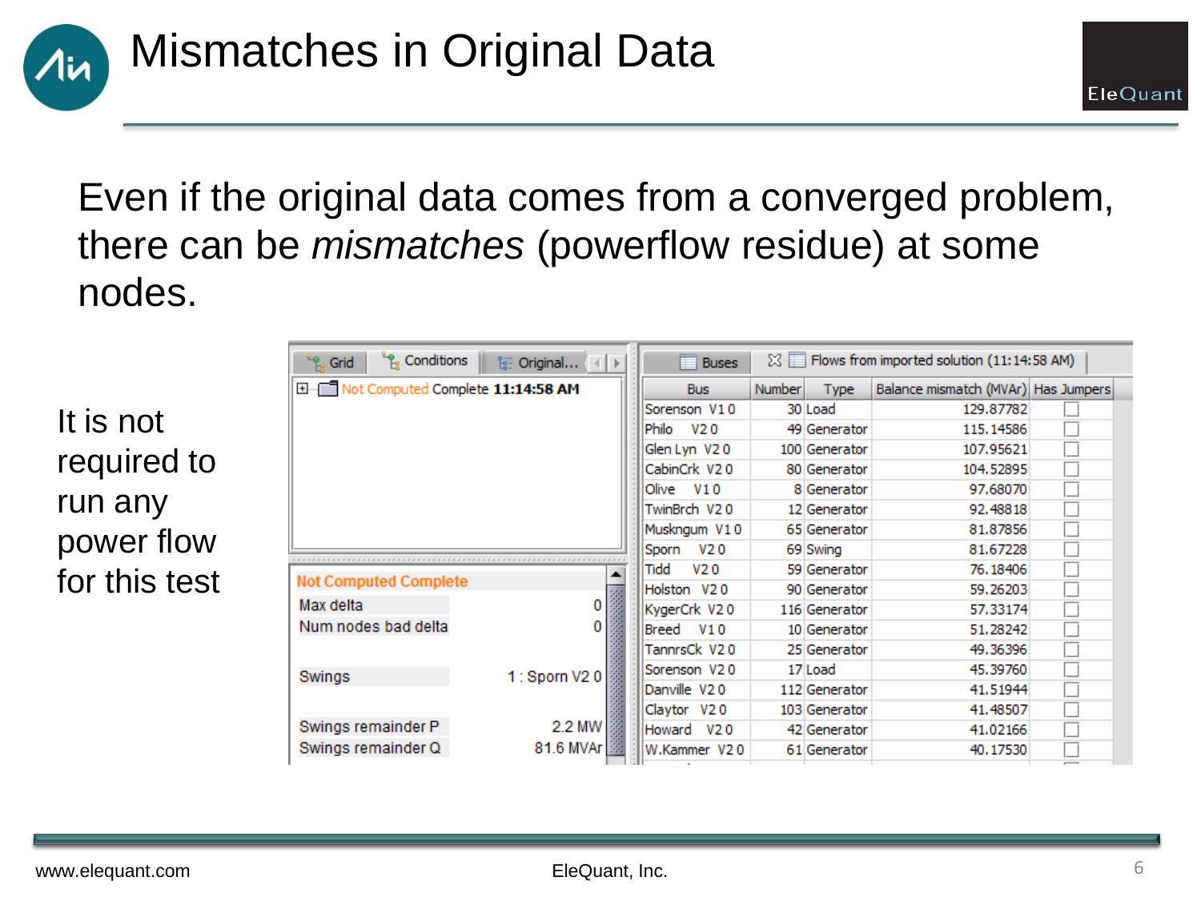# Mismatches in Original Data

Even if the original data comes from a converged problem, there can be *mismatches* (powerflow residue) at some nodes.

It is not required to run any power flow for this test

Grid | Conditions | Original...

Not Computed Complete **11:14:58 AM**

**Not Computed Complete**

| | |
|---|---|
| Max delta | 0 |
| Num nodes bad delta | 0 |
| Swings | 1 : Sporn V2 0 |
| Swings remainder P | 2.2 MW |
| Swings remainder Q | 81.6 MVAr |

Buses | Flows from imported solution (11:14:58 AM)

| Bus | Number | Type | Balance mismatch (MVAr) | Has Jumpers |
|---|---|---|---|---|
| Sorenson V1 0 | 30 | Load | 129.87782 | ☐ |
| Philo V2 0 | 49 | Generator | 115.14586 | ☐ |
| Glen Lyn V2 0 | 100 | Generator | 107.95621 | ☐ |
| CabinCrk V2 0 | 80 | Generator | 104.52895 | ☐ |
| Olive V1 0 | 8 | Generator | 97.68070 | ☐ |
| TwinBrch V2 0 | 12 | Generator | 92.48818 | ☐ |
| Muskngum V1 0 | 65 | Generator | 81.87856 | ☐ |
| Sporn V2 0 | 69 | Swing | 81.67228 | ☐ |
| Tidd V2 0 | 59 | Generator | 76.18406 | ☐ |
| Holston V2 0 | 90 | Generator | 59.26203 | ☐ |
| KygerCrk V2 0 | 116 | Generator | 57.33174 | ☐ |
| Breed V1 0 | 10 | Generator | 51.28242 | ☐ |
| TannrsCk V2 0 | 25 | Generator | 49.36396 | ☐ |
| Sorenson V2 0 | 17 | Load | 45.39760 | ☐ |
| Danville V2 0 | 112 | Generator | 41.51944 | ☐ |
| Claytor V2 0 | 103 | Generator | 41.48507 | ☐ |
| Howard V2 0 | 42 | Generator | 41.02166 | ☐ |
| W.Kammer V2 0 | 61 | Generator | 40.17530 | ☐ |

www.elequant.com

EleQuant, Inc.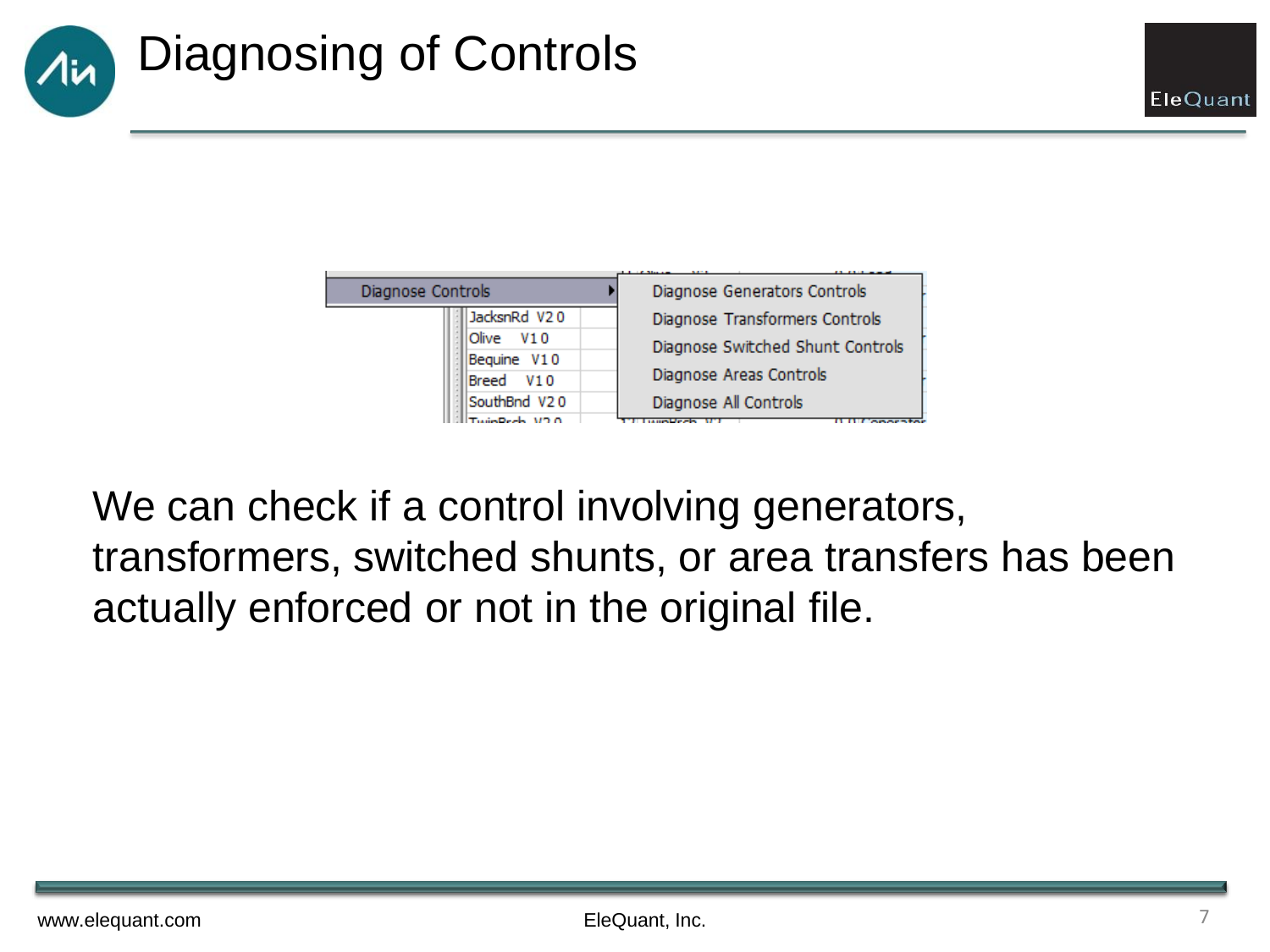# Diagnosing of Controls

Diagnose Controls

- Diagnose Generators Controls
- Diagnose Transformers Controls
- Diagnose Switched Shunt Controls
- Diagnose Areas Controls
- Diagnose All Controls

We can check if a control involving generators, transformers, switched shunts, or area transfers has been actually enforced or not in the original file.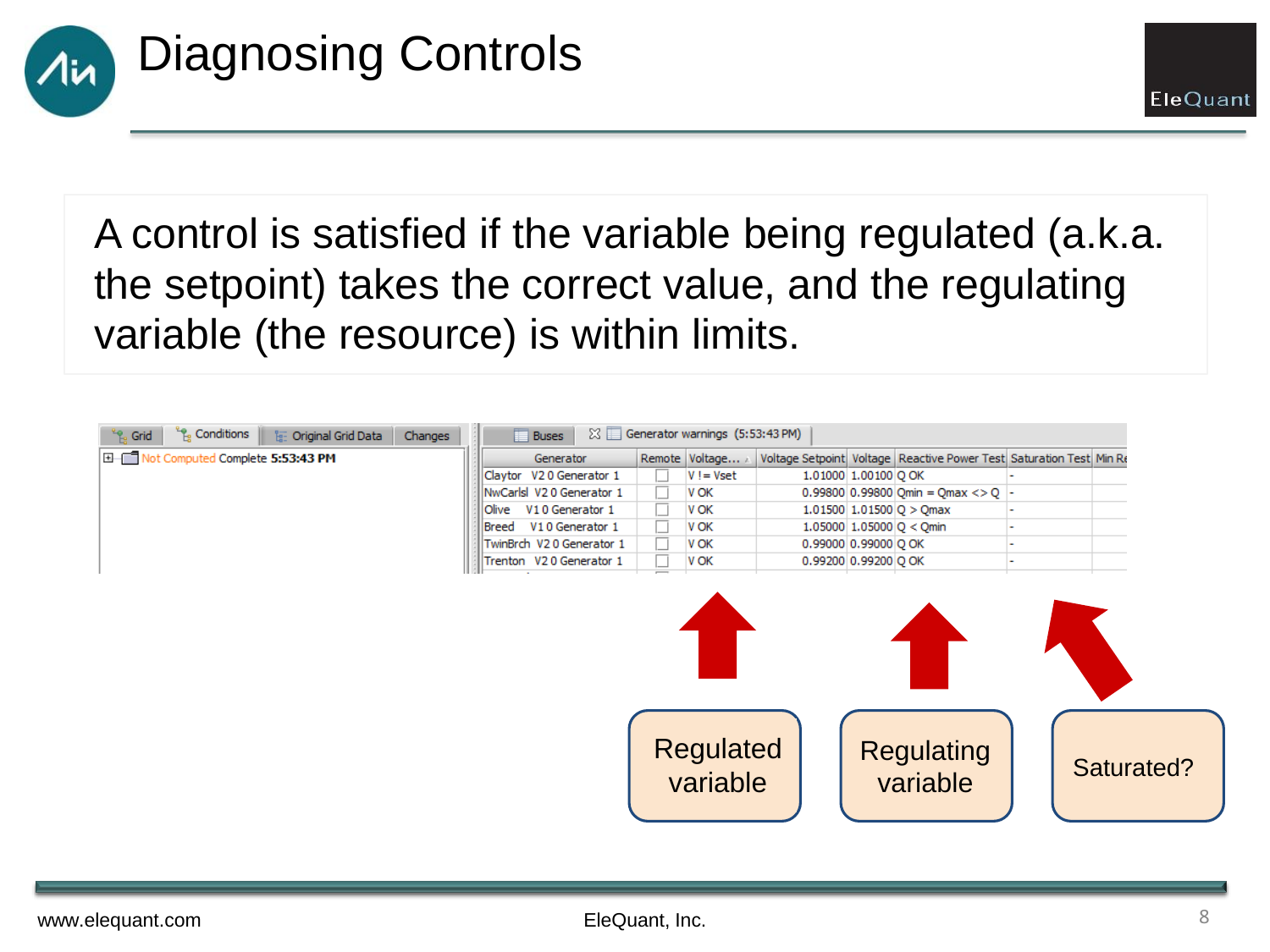# Diagnosing Controls

A control is satisfied if the variable being regulated (a.k.a. the setpoint) takes the correct value, and the regulating variable (the resource) is within limits.

Grid | Conditions | Original Grid Data | Changes

Not Computed Complete **5:53:43 PM**

Buses | Generator warnings (5:53:43 PM)

| Generator | Remote | Voltage... | Voltage Setpoint | Voltage | Reactive Power Test | Saturation Test | Min Re |
|---|---|---|---|---|---|---|---|
| Claytor V2 0 Generator 1 | ☐ | V != Vset | 1.01000 | 1.00100 | Q OK | - | |
| NwCarlsl V2 0 Generator 1 | ☐ | V OK | 0.99800 | 0.99800 | Qmin = Qmax <> Q | - | |
| Olive V1 0 Generator 1 | ☐ | V OK | 1.01500 | 1.01500 | Q > Qmax | - | |
| Breed V1 0 Generator 1 | ☐ | V OK | 1.05000 | 1.05000 | Q < Qmin | - | |
| TwinBrch V2 0 Generator 1 | ☐ | V OK | 0.99000 | 0.99000 | Q OK | - | |
| Trenton V2 0 Generator 1 | ☐ | V OK | 0.99200 | 0.99200 | Q OK | - | |

Regulated variable

Regulating variable

Saturated?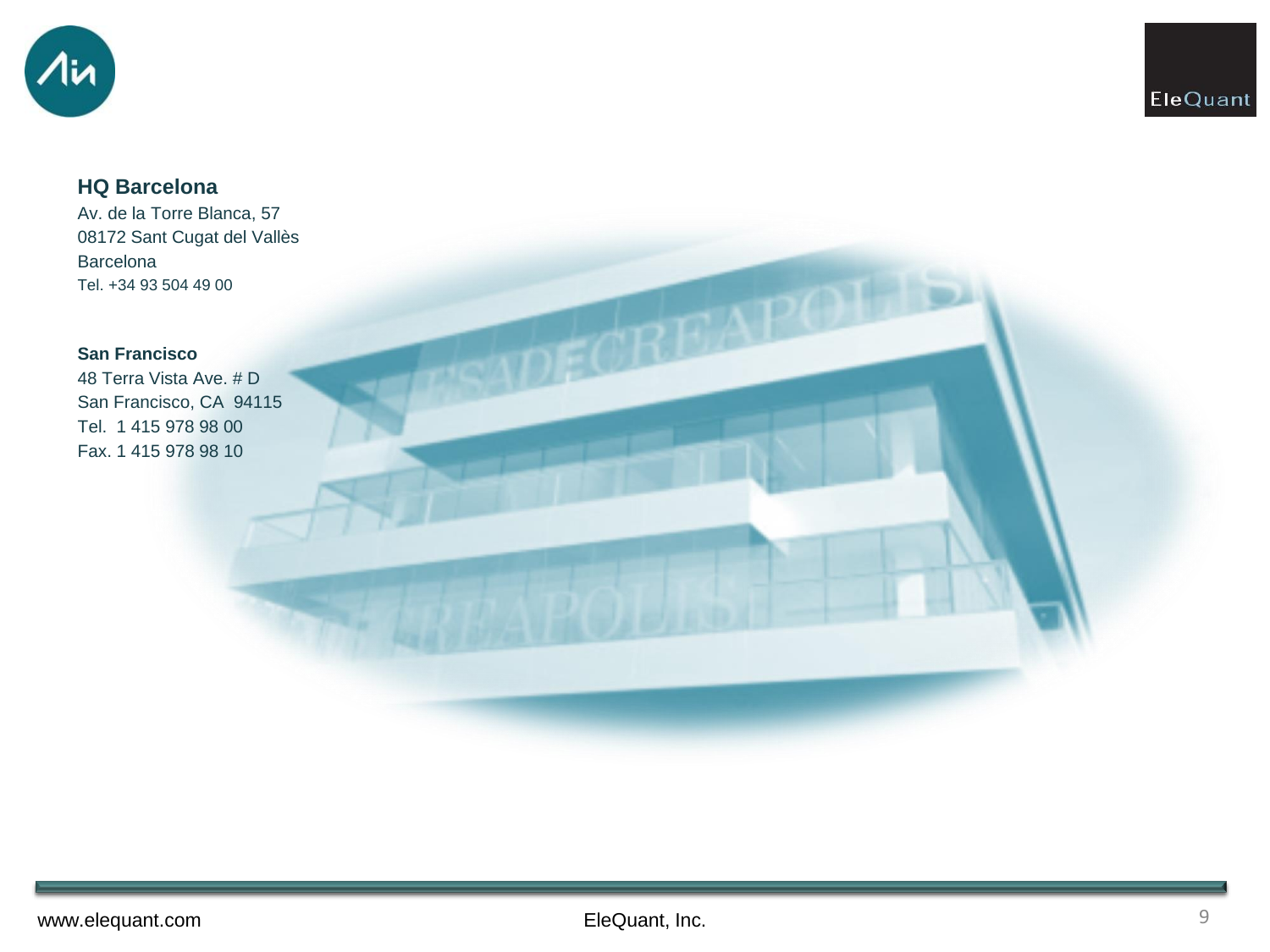## HQ Barcelona

Av. de la Torre Blanca, 57
08172 Sant Cugat del Vallès
Barcelona
Tel. +34 93 504 49 00

**San Francisco**

48 Terra Vista Ave. # D
San Francisco, CA  94115
Tel.  1 415 978 98 00
Fax. 1 415 978 98 10